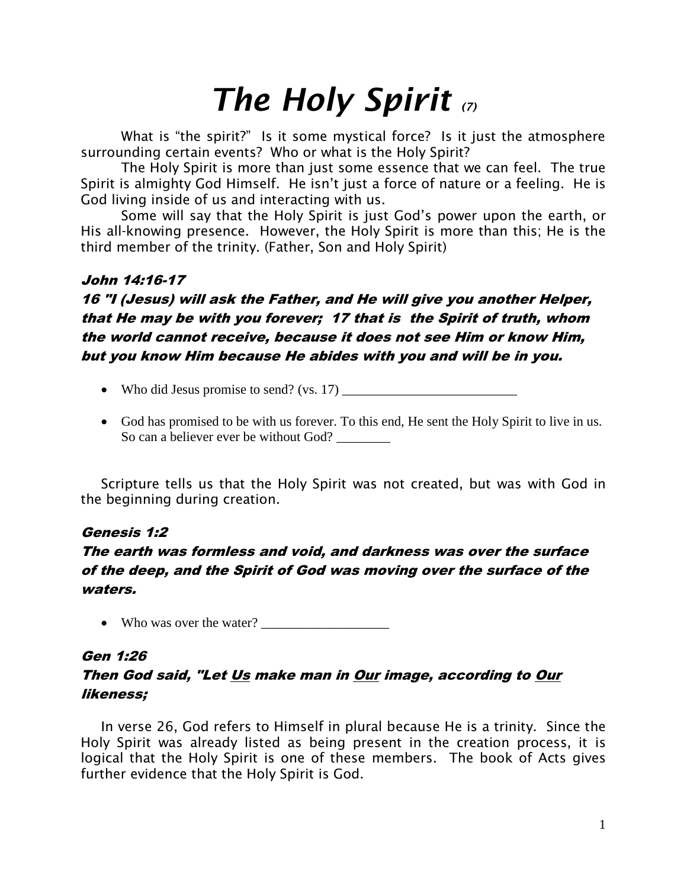# *The Holy Spirit* *(7)*

What is "the spirit?" Is it some mystical force? Is it just the atmosphere surrounding certain events? Who or what is the Holy Spirit?

The Holy Spirit is more than just some essence that we can feel. The true Spirit is almighty God Himself. He isn't just a force of nature or a feeling. He is God living inside of us and interacting with us.

Some will say that the Holy Spirit is just God's power upon the earth, or His all-knowing presence. However, the Holy Spirit is more than this; He is the third member of the trinity. (Father, Son and Holy Spirit)

***John 14:16-17***

***16 "I (Jesus) will ask the Father, and He will give you another Helper, that He may be with you forever; 17 that is the Spirit of truth, whom the world cannot receive, because it does not see Him or know Him, but you know Him because He abides with you and will be in you.***

- Who did Jesus promise to send? (vs. 17) _________________________
- God has promised to be with us forever. To this end, He sent the Holy Spirit to live in us. So can a believer ever be without God? ________

Scripture tells us that the Holy Spirit was not created, but was with God in the beginning during creation.

***Genesis 1:2***

***The earth was formless and void, and darkness was over the surface of the deep, and the Spirit of God was moving over the surface of the waters.***

- Who was over the water? __________________

***Gen 1:26***

***Then God said, "Let <u>Us</u> make man in <u>Our</u> image, according to <u>Our</u> likeness;***

In verse 26, God refers to Himself in plural because He is a trinity. Since the Holy Spirit was already listed as being present in the creation process, it is logical that the Holy Spirit is one of these members. The book of Acts gives further evidence that the Holy Spirit is God.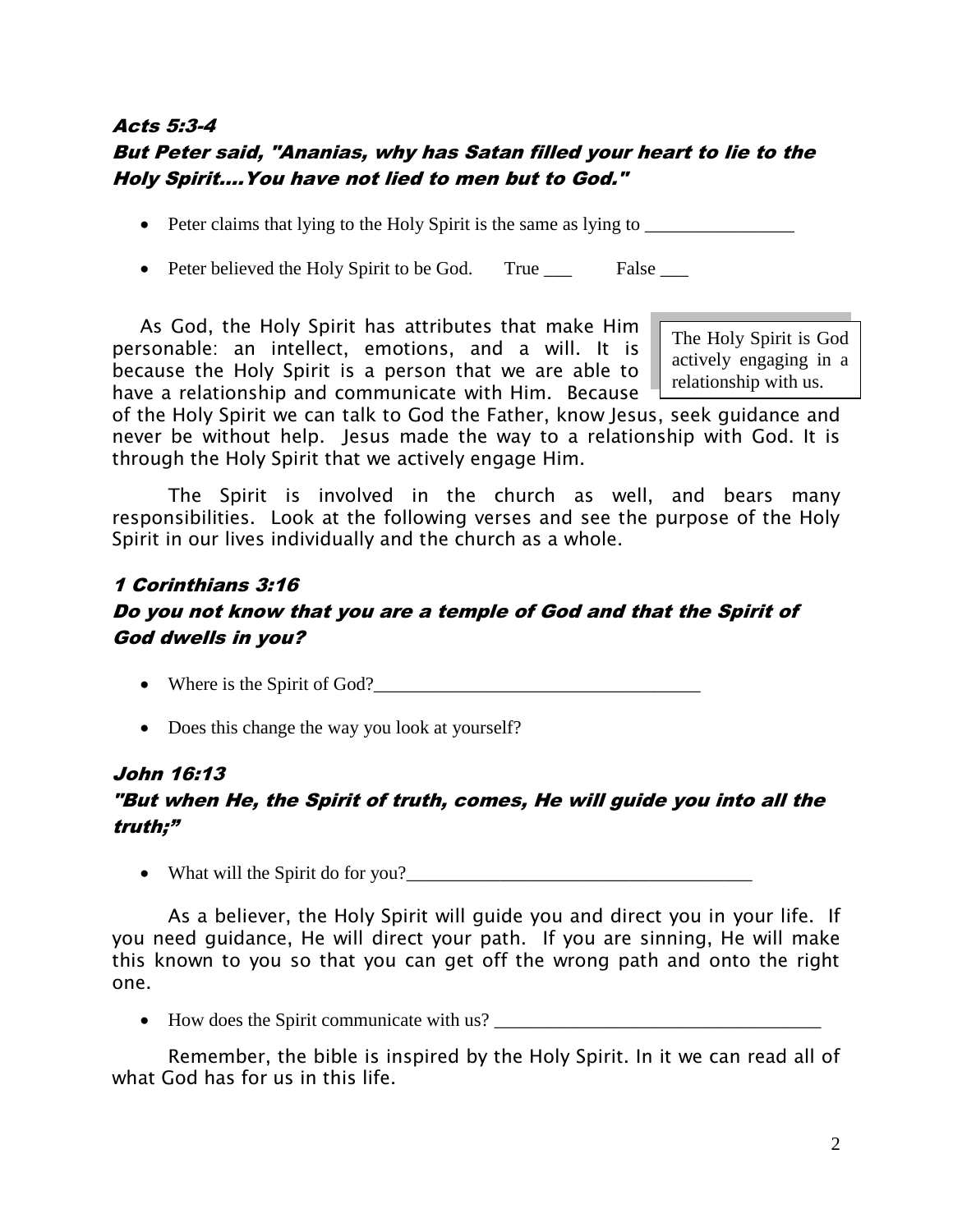***Acts 5:3-4***

***But Peter said, "Ananias, why has Satan filled your heart to lie to the Holy Spirit....You have not lied to men but to God."***

- Peter claims that lying to the Holy Spirit is the same as lying to ________________
- Peter believed the Holy Spirit to be God.   True ___   False ___

> The Holy Spirit is God actively engaging in a relationship with us.

As God, the Holy Spirit has attributes that make Him personable: an intellect, emotions, and a will. It is because the Holy Spirit is a person that we are able to have a relationship and communicate with Him. Because of the Holy Spirit we can talk to God the Father, know Jesus, seek guidance and never be without help. Jesus made the way to a relationship with God. It is through the Holy Spirit that we actively engage Him.

The Spirit is involved in the church as well, and bears many responsibilities. Look at the following verses and see the purpose of the Holy Spirit in our lives individually and the church as a whole.

***1 Corinthians 3:16***

***Do you not know that you are a temple of God and that the Spirit of God dwells in you?***

- Where is the Spirit of God?___________________________________
- Does this change the way you look at yourself?

***John 16:13***

***"But when He, the Spirit of truth, comes, He will guide you into all the truth;"***

- What will the Spirit do for you?_____________________________________

As a believer, the Holy Spirit will guide you and direct you in your life. If you need guidance, He will direct your path. If you are sinning, He will make this known to you so that you can get off the wrong path and onto the right one.

- How does the Spirit communicate with us? ___________________________________

Remember, the bible is inspired by the Holy Spirit. In it we can read all of what God has for us in this life.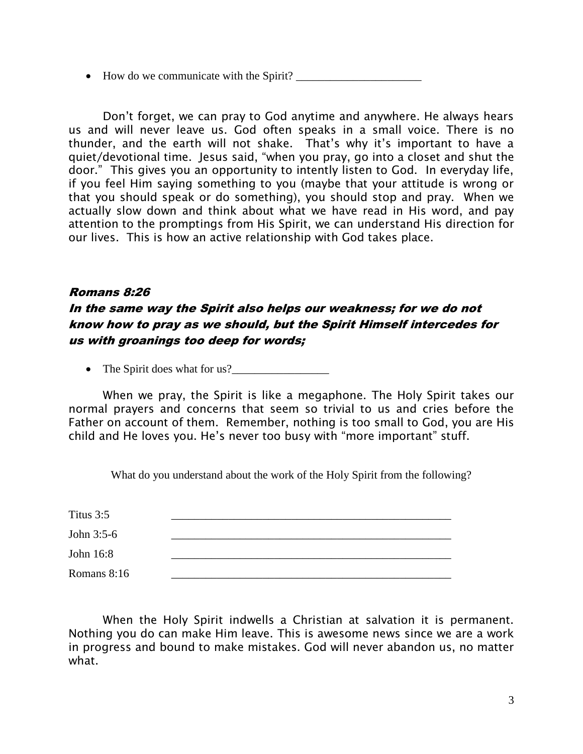- How do we communicate with the Spirit? ______________________

Don't forget, we can pray to God anytime and anywhere. He always hears us and will never leave us. God often speaks in a small voice. There is no thunder, and the earth will not shake. That's why it's important to have a quiet/devotional time. Jesus said, "when you pray, go into a closet and shut the door." This gives you an opportunity to intently listen to God. In everyday life, if you feel Him saying something to you (maybe that your attitude is wrong or that you should speak or do something), you should stop and pray. When we actually slow down and think about what we have read in His word, and pay attention to the promptings from His Spirit, we can understand His direction for our lives. This is how an active relationship with God takes place.

***Romans 8:26***

***In the same way the Spirit also helps our weakness; for we do not know how to pray as we should, but the Spirit Himself intercedes for us with groanings too deep for words;***

- The Spirit does what for us?_________________

When we pray, the Spirit is like a megaphone. The Holy Spirit takes our normal prayers and concerns that seem so trivial to us and cries before the Father on account of them. Remember, nothing is too small to God, you are His child and He loves you. He's never too busy with "more important" stuff.

What do you understand about the work of the Holy Spirit from the following?

Titus 3:5 ___________________________________________________

John 3:5-6 ___________________________________________________

John 16:8 ___________________________________________________

Romans 8:16 ___________________________________________________

When the Holy Spirit indwells a Christian at salvation it is permanent. Nothing you do can make Him leave. This is awesome news since we are a work in progress and bound to make mistakes. God will never abandon us, no matter what.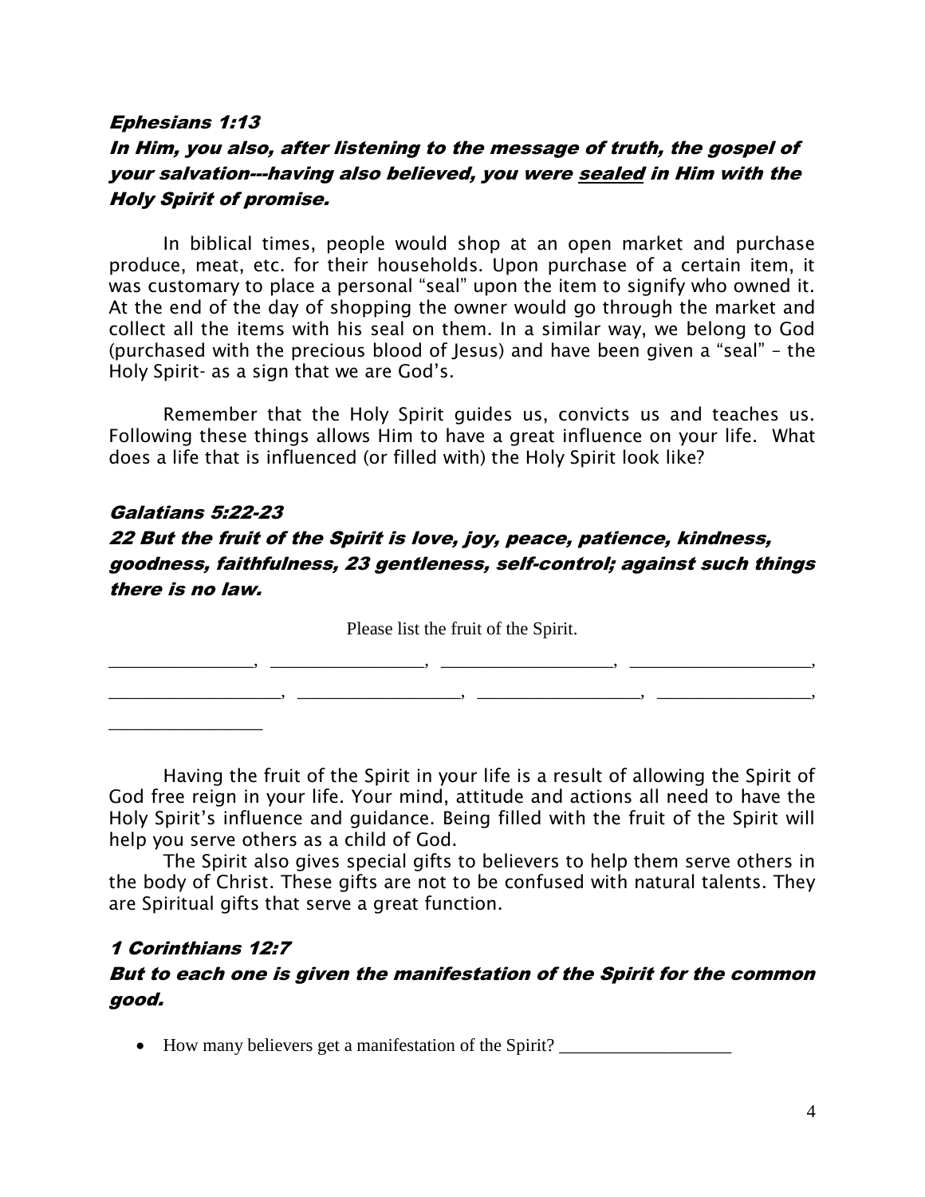### *Ephesians 1:13*

***In Him, you also, after listening to the message of truth, the gospel of your salvation---having also believed, you were <u>sealed</u> in Him with the Holy Spirit of promise.***

In biblical times, people would shop at an open market and purchase produce, meat, etc. for their households. Upon purchase of a certain item, it was customary to place a personal "seal" upon the item to signify who owned it. At the end of the day of shopping the owner would go through the market and collect all the items with his seal on them. In a similar way, we belong to God (purchased with the precious blood of Jesus) and have been given a "seal" – the Holy Spirit- as a sign that we are God's.

Remember that the Holy Spirit guides us, convicts us and teaches us. Following these things allows Him to have a great influence on your life. What does a life that is influenced (or filled with) the Holy Spirit look like?

### *Galatians 5:22-23*

***22 But the fruit of the Spirit is love, joy, peace, patience, kindness, goodness, faithfulness, 23 gentleness, self-control; against such things there is no law.***

Please list the fruit of the Spirit.

________________, ________________, __________________, ___________________,

__________________, _________________, _________________, ________________,

________________

Having the fruit of the Spirit in your life is a result of allowing the Spirit of God free reign in your life. Your mind, attitude and actions all need to have the Holy Spirit's influence and guidance. Being filled with the fruit of the Spirit will help you serve others as a child of God.

The Spirit also gives special gifts to believers to help them serve others in the body of Christ. These gifts are not to be confused with natural talents. They are Spiritual gifts that serve a great function.

### *1 Corinthians 12:7*

***But to each one is given the manifestation of the Spirit for the common good.***

- How many believers get a manifestation of the Spirit? __________________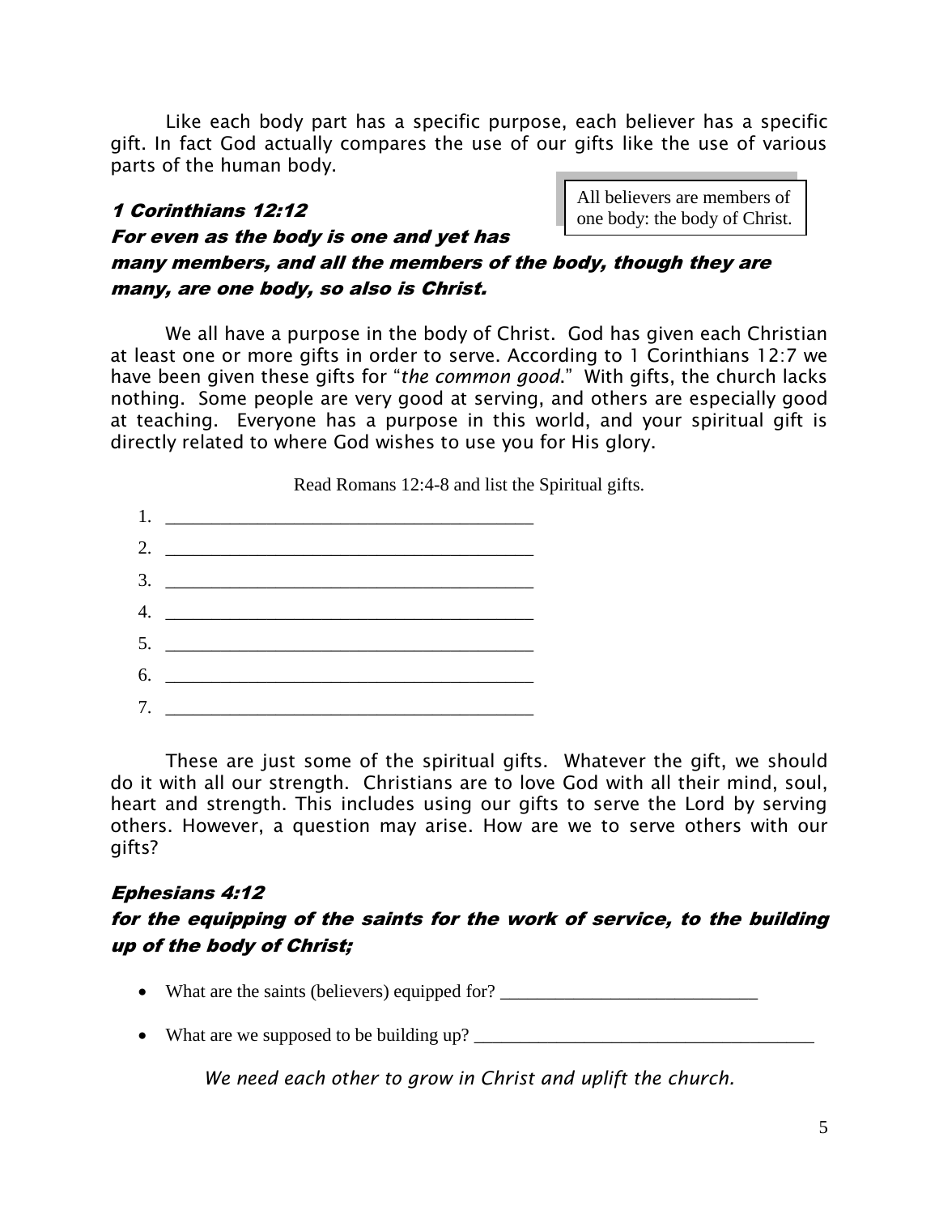Like each body part has a specific purpose, each believer has a specific gift. In fact God actually compares the use of our gifts like the use of various parts of the human body.

> All believers are members of one body: the body of Christ.

### *1 Corinthians 12:12*

***For even as the body is one and yet has many members, and all the members of the body, though they are many, are one body, so also is Christ.***

We all have a purpose in the body of Christ. God has given each Christian at least one or more gifts in order to serve. According to 1 Corinthians 12:7 we have been given these gifts for "*the common good*." With gifts, the church lacks nothing. Some people are very good at serving, and others are especially good at teaching. Everyone has a purpose in this world, and your spiritual gift is directly related to where God wishes to use you for His glory.

Read Romans 12:4-8 and list the Spiritual gifts.

1. ________________________________________
2. ________________________________________
3. ________________________________________
4. ________________________________________
5. ________________________________________
6. ________________________________________
7. ________________________________________

These are just some of the spiritual gifts. Whatever the gift, we should do it with all our strength. Christians are to love God with all their mind, soul, heart and strength. This includes using our gifts to serve the Lord by serving others. However, a question may arise. How are we to serve others with our gifts?

### *Ephesians 4:12*

***for the equipping of the saints for the work of service, to the building up of the body of Christ;***

- What are the saints (believers) equipped for? ____________________________
- What are we supposed to be building up? _____________________________________

*We need each other to grow in Christ and uplift the church.*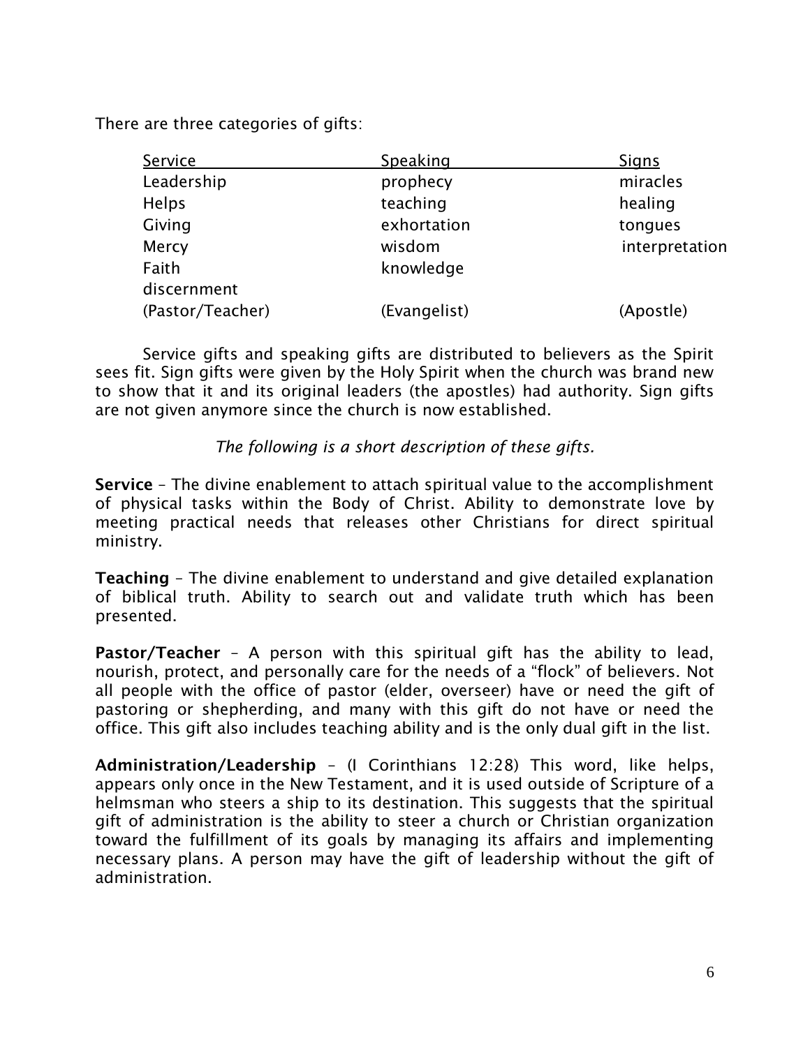There are three categories of gifts:

| Service | Speaking | Signs |
|---|---|---|
| Leadership | prophecy | miracles |
| Helps | teaching | healing |
| Giving | exhortation | tongues |
| Mercy | wisdom | interpretation |
| Faith | knowledge | |
| discernment | | |
| (Pastor/Teacher) | (Evangelist) | (Apostle) |

Service gifts and speaking gifts are distributed to believers as the Spirit sees fit. Sign gifts were given by the Holy Spirit when the church was brand new to show that it and its original leaders (the apostles) had authority. Sign gifts are not given anymore since the church is now established.

*The following is a short description of these gifts.*

**Service** – The divine enablement to attach spiritual value to the accomplishment of physical tasks within the Body of Christ. Ability to demonstrate love by meeting practical needs that releases other Christians for direct spiritual ministry.

**Teaching** – The divine enablement to understand and give detailed explanation of biblical truth. Ability to search out and validate truth which has been presented.

**Pastor/Teacher** – A person with this spiritual gift has the ability to lead, nourish, protect, and personally care for the needs of a "flock" of believers. Not all people with the office of pastor (elder, overseer) have or need the gift of pastoring or shepherding, and many with this gift do not have or need the office. This gift also includes teaching ability and is the only dual gift in the list.

**Administration/Leadership** – (I Corinthians 12:28) This word, like helps, appears only once in the New Testament, and it is used outside of Scripture of a helmsman who steers a ship to its destination. This suggests that the spiritual gift of administration is the ability to steer a church or Christian organization toward the fulfillment of its goals by managing its affairs and implementing necessary plans. A person may have the gift of leadership without the gift of administration.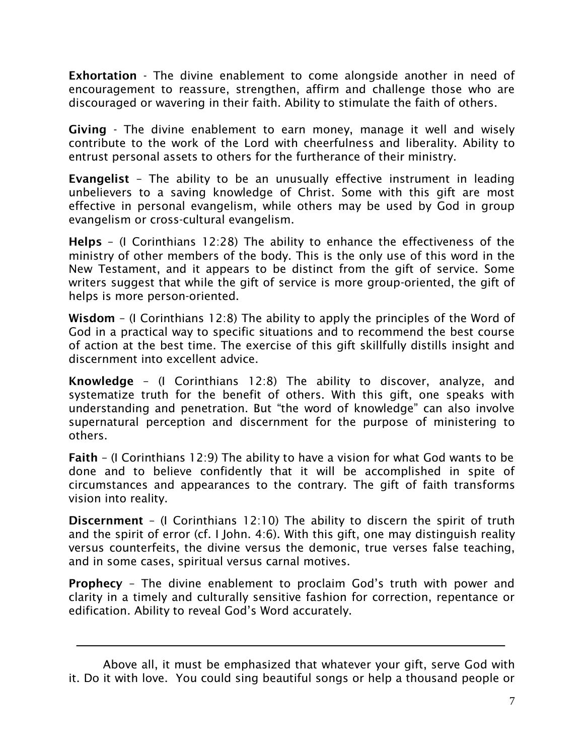**Exhortation** - The divine enablement to come alongside another in need of encouragement to reassure, strengthen, affirm and challenge those who are discouraged or wavering in their faith. Ability to stimulate the faith of others.

**Giving** - The divine enablement to earn money, manage it well and wisely contribute to the work of the Lord with cheerfulness and liberality. Ability to entrust personal assets to others for the furtherance of their ministry.

**Evangelist** – The ability to be an unusually effective instrument in leading unbelievers to a saving knowledge of Christ. Some with this gift are most effective in personal evangelism, while others may be used by God in group evangelism or cross-cultural evangelism.

**Helps** – (I Corinthians 12:28) The ability to enhance the effectiveness of the ministry of other members of the body. This is the only use of this word in the New Testament, and it appears to be distinct from the gift of service. Some writers suggest that while the gift of service is more group-oriented, the gift of helps is more person-oriented.

**Wisdom** – (I Corinthians 12:8) The ability to apply the principles of the Word of God in a practical way to specific situations and to recommend the best course of action at the best time. The exercise of this gift skillfully distills insight and discernment into excellent advice.

**Knowledge** – (I Corinthians 12:8) The ability to discover, analyze, and systematize truth for the benefit of others. With this gift, one speaks with understanding and penetration. But "the word of knowledge" can also involve supernatural perception and discernment for the purpose of ministering to others.

**Faith** – (I Corinthians 12:9) The ability to have a vision for what God wants to be done and to believe confidently that it will be accomplished in spite of circumstances and appearances to the contrary. The gift of faith transforms vision into reality.

**Discernment** – (I Corinthians 12:10) The ability to discern the spirit of truth and the spirit of error (cf. I John. 4:6). With this gift, one may distinguish reality versus counterfeits, the divine versus the demonic, true verses false teaching, and in some cases, spiritual versus carnal motives.

**Prophecy** – The divine enablement to proclaim God's truth with power and clarity in a timely and culturally sensitive fashion for correction, repentance or edification. Ability to reveal God's Word accurately.

---

Above all, it must be emphasized that whatever your gift, serve God with it. Do it with love. You could sing beautiful songs or help a thousand people or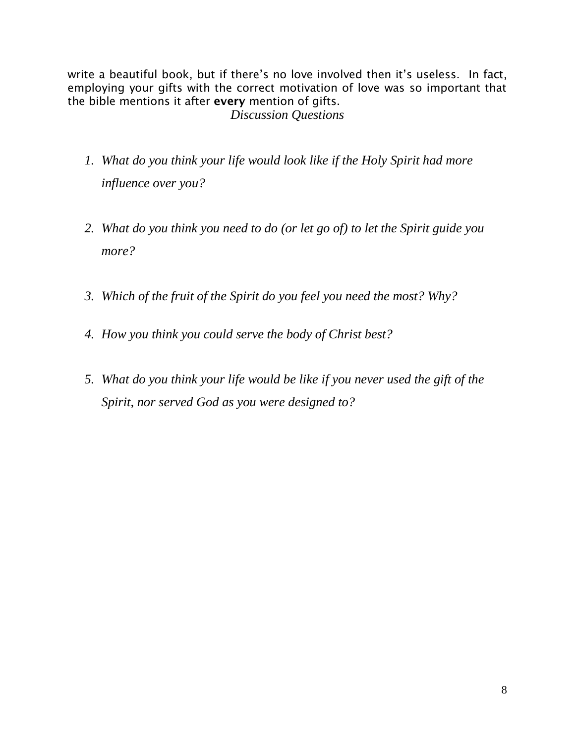write a beautiful book, but if there's no love involved then it's useless. In fact, employing your gifts with the correct motivation of love was so important that the bible mentions it after **every** mention of gifts.

*Discussion Questions*

1. *What do you think your life would look like if the Holy Spirit had more influence over you?*
2. *What do you think you need to do (or let go of) to let the Spirit guide you more?*
3. *Which of the fruit of the Spirit do you feel you need the most? Why?*
4. *How you think you could serve the body of Christ best?*
5. *What do you think your life would be like if you never used the gift of the Spirit, nor served God as you were designed to?*